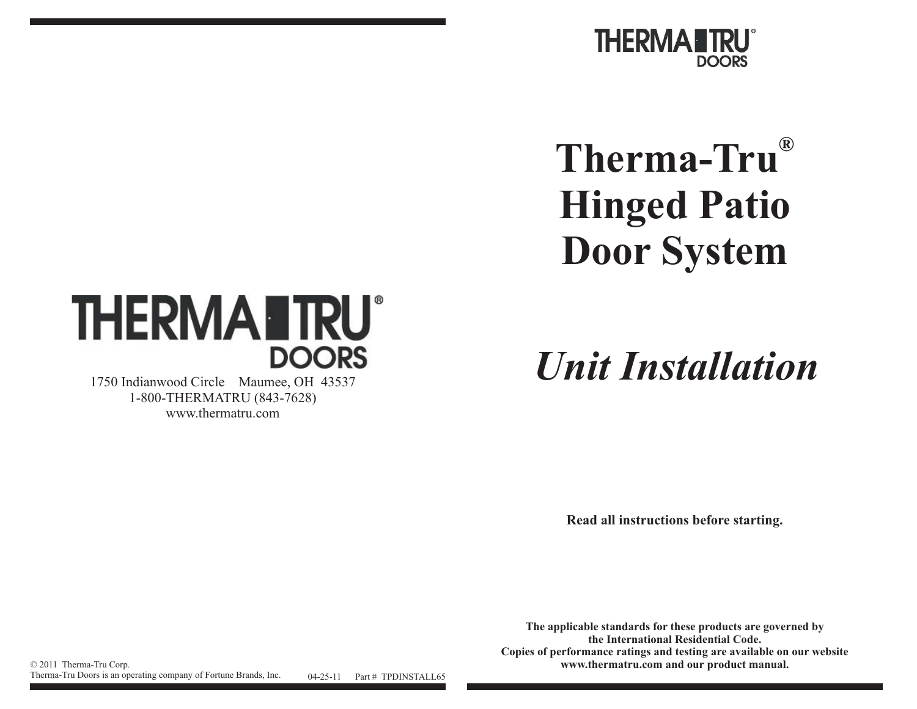THERMA-TRU® DOORS

1750 Indianwood Circle    Maumee, OH  43537
1-800-THERMATRU (843-7628)
www.thermatru.com

© 2011  Therma-Tru Corp.
Therma-Tru Doors is an operating company of Fortune Brands, Inc.

04-25-11    Part #  TPDINSTALL65

THERMA-TRU® DOORS

# Therma-Tru® Hinged Patio Door System

## *Unit Installation*

**Read all instructions before starting.**

**The applicable standards for these products are governed by the International Residential Code.
Copies of performance ratings and testing are available on our website www.thermatru.com and our product manual.**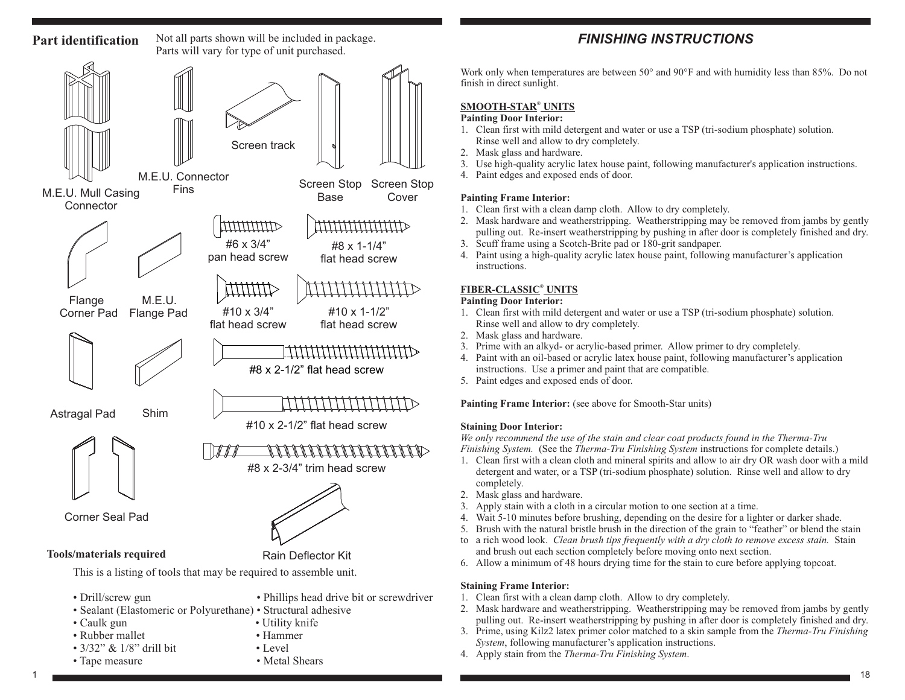## Part identification

Not all parts shown will be included in package. Parts will vary for type of unit purchased.

M.E.U. Mull Casing Connector

M.E.U. Connector Fins

Screen track

Screen Stop Base

Screen Stop Cover

#6 x 3/4" pan head screw

#8 x 1-1/4" flat head screw

Flange Corner Pad

M.E.U. Flange Pad

#10 x 3/4" flat head screw

#10 x 1-1/2" flat head screw

Astragal Pad

Shim

#8 x 2-1/2" flat head screw

#10 x 2-1/2" flat head screw

#8 x 2-3/4" trim head screw

Corner Seal Pad

Rain Deflector Kit

### Tools/materials required

This is a listing of tools that may be required to assemble unit.

- Drill/screw gun
- Sealant (Elastomeric or Polyurethane)
- Caulk gun
- Rubber mallet
- 3/32" & 1/8" drill bit
- Tape measure
- Phillips head drive bit or screwdriver
- Structural adhesive
- Utility knife
- Hammer
- Level
- Metal Shears

# *FINISHING INSTRUCTIONS*

Work only when temperatures are between 50° and 90°F and with humidity less than 85%. Do not finish in direct sunlight.

## SMOOTH-STAR® UNITS

**Painting Door Interior:**

1. Clean first with mild detergent and water or use a TSP (tri-sodium phosphate) solution. Rinse well and allow to dry completely.
2. Mask glass and hardware.
3. Use high-quality acrylic latex house paint, following manufacturer's application instructions.
4. Paint edges and exposed ends of door.

**Painting Frame Interior:**

1. Clean first with a clean damp cloth. Allow to dry completely.
2. Mask hardware and weatherstripping. Weatherstripping may be removed from jambs by gently pulling out. Re-insert weatherstripping by pushing in after door is completely finished and dry.
3. Scuff frame using a Scotch-Brite pad or 180-grit sandpaper.
4. Paint using a high-quality acrylic latex house paint, following manufacturer's application instructions.

## FIBER-CLASSIC® UNITS

**Painting Door Interior:**

1. Clean first with mild detergent and water or use a TSP (tri-sodium phosphate) solution. Rinse well and allow to dry completely.
2. Mask glass and hardware.
3. Prime with an alkyd- or acrylic-based primer. Allow primer to dry completely.
4. Paint with an oil-based or acrylic latex house paint, following manufacturer's application instructions. Use a primer and paint that are compatible.
5. Paint edges and exposed ends of door.

**Painting Frame Interior:** (see above for Smooth-Star units)

**Staining Door Interior:**

*We only recommend the use of the stain and clear coat products found in the Therma-Tru Finishing System.* (See the *Therma-Tru Finishing System* instructions for complete details.)

1. Clean first with a clean cloth and mineral spirits and allow to air dry OR wash door with a mild detergent and water, or a TSP (tri-sodium phosphate) solution. Rinse well and allow to dry completely.
2. Mask glass and hardware.
3. Apply stain with a cloth in a circular motion to one section at a time.
4. Wait 5-10 minutes before brushing, depending on the desire for a lighter or darker shade.
5. Brush with the natural bristle brush in the direction of the grain to "feather" or blend the stain to a rich wood look. *Clean brush tips frequently with a dry cloth to remove excess stain.* Stain and brush out each section completely before moving onto next section.
6. Allow a minimum of 48 hours drying time for the stain to cure before applying topcoat.

**Staining Frame Interior:**

1. Clean first with a clean damp cloth. Allow to dry completely.
2. Mask hardware and weatherstripping. Weatherstripping may be removed from jambs by gently pulling out. Re-insert weatherstripping by pushing in after door is completely finished and dry.
3. Prime, using Kilz2 latex primer color matched to a skin sample from the *Therma-Tru Finishing System*, following manufacturer's application instructions.
4. Apply stain from the *Therma-Tru Finishing System*.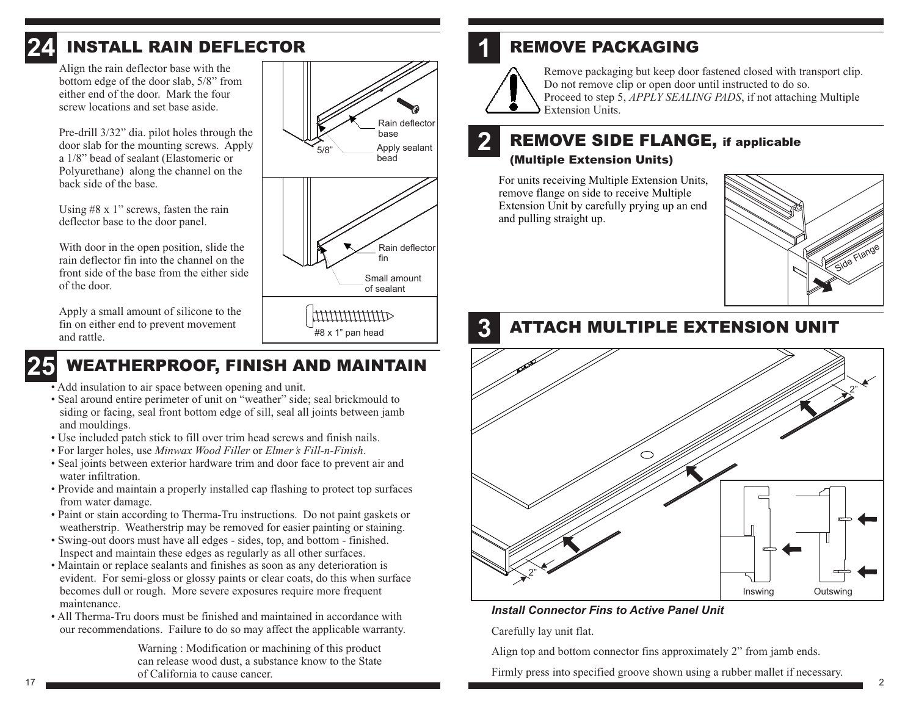## 24 INSTALL RAIN DEFLECTOR

Align the rain deflector base with the bottom edge of the door slab, 5/8" from either end of the door. Mark the four screw locations and set base aside.

Pre-drill 3/32" dia. pilot holes through the door slab for the mounting screws. Apply a 1/8" bead of sealant (Elastomeric or Polyurethane) along the channel on the back side of the base.

Using #8 x 1" screws, fasten the rain deflector base to the door panel.

With door in the open position, slide the rain deflector fin into the channel on the front side of the base from the either side of the door.

Apply a small amount of silicone to the fin on either end to prevent movement and rattle.

Rain deflector base

Apply sealant bead

5/8"

Rain deflector fin

Small amount of sealant

#8 x 1" pan head

## 25 WEATHERPROOF, FINISH AND MAINTAIN

- Add insulation to air space between opening and unit.
- Seal around entire perimeter of unit on "weather" side; seal brickmould to siding or facing, seal front bottom edge of sill, seal all joints between jamb and mouldings.
- Use included patch stick to fill over trim head screws and finish nails.
- For larger holes, use *Minwax Wood Filler* or *Elmer's Fill-n-Finish*.
- Seal joints between exterior hardware trim and door face to prevent air and water infiltration.
- Provide and maintain a properly installed cap flashing to protect top surfaces from water damage.
- Paint or stain according to Therma-Tru instructions. Do not paint gaskets or weatherstrip. Weatherstrip may be removed for easier painting or staining.
- Swing-out doors must have all edges - sides, top, and bottom - finished. Inspect and maintain these edges as regularly as all other surfaces.
- Maintain or replace sealants and finishes as soon as any deterioration is evident. For semi-gloss or glossy paints or clear coats, do this when surface becomes dull or rough. More severe exposures require more frequent maintenance.
- All Therma-Tru doors must be finished and maintained in accordance with our recommendations. Failure to do so may affect the applicable warranty.

Warning : Modification or machining of this product can release wood dust, a substance know to the State of California to cause cancer.

## 1 REMOVE PACKAGING

Remove packaging but keep door fastened closed with transport clip. Do not remove clip or open door until instructed to do so. Proceed to step 5, *APPLY SEALING PADS*, if not attaching Multiple Extension Units.

## 2 REMOVE SIDE FLANGE, if applicable

### (Multiple Extension Units)

For units receiving Multiple Extension Units, remove flange on side to receive Multiple Extension Unit by carefully prying up an end and pulling straight up.

Side Flange

## 3 ATTACH MULTIPLE EXTENSION UNIT

2"

2"

Inswing

Outswing

***Install Connector Fins to Active Panel Unit***

Carefully lay unit flat.

Align top and bottom connector fins approximately 2" from jamb ends.

Firmly press into specified groove shown using a rubber mallet if necessary.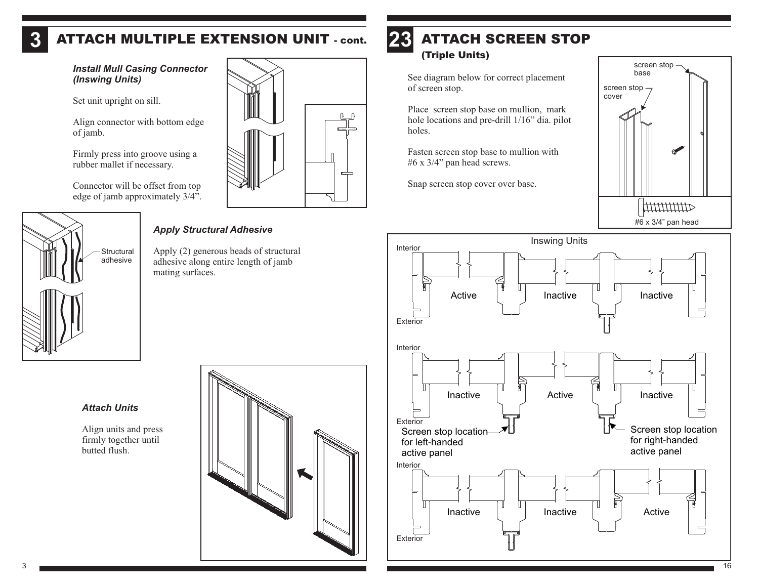# 3 ATTACH MULTIPLE EXTENSION UNIT - cont.

***Install Mull Casing Connector (Inswing Units)***

Set unit upright on sill.

Align connector with bottom edge of jamb.

Firmly press into groove using a rubber mallet if necessary.

Connector will be offset from top edge of jamb approximately 3/4".

***Apply Structural Adhesive***

Apply (2) generous beads of structural adhesive along entire length of jamb mating surfaces.

Structural adhesive

***Attach Units***

Align units and press firmly together until butted flush.

# 23 ATTACH SCREEN STOP

## (Triple Units)

See diagram below for correct placement of screen stop.

Place screen stop base on mullion, mark hole locations and pre-drill 1/16" dia. pilot holes.

Fasten screen stop base to mullion with #6 x 3/4" pan head screws.

Snap screen stop cover over base.

screen stop base

screen stop cover

#6 x 3/4" pan head

Inswing Units

Interior | Active | Inactive | Inactive | Exterior

Interior | Inactive | Active | Inactive | Exterior

Screen stop location for left-handed active panel

Screen stop location for right-handed active panel

Interior | Inactive | Inactive | Active | Exterior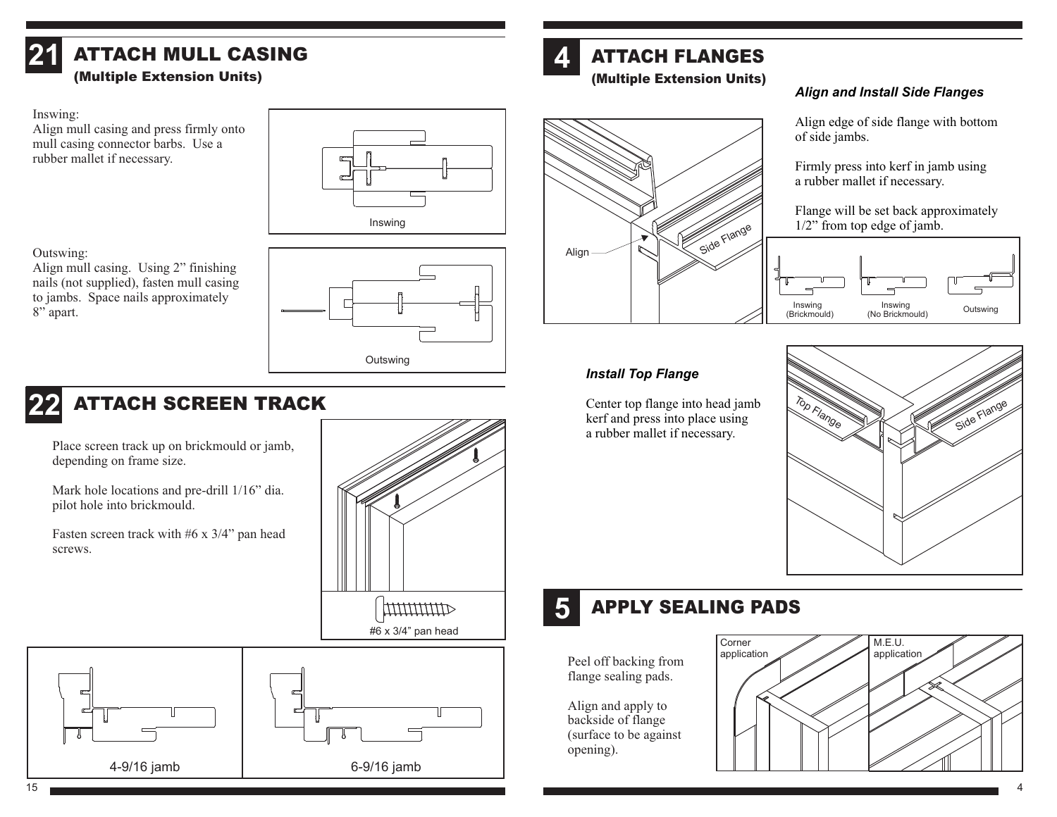## 21 ATTACH MULL CASING

### (Multiple Extension Units)

Inswing:
Align mull casing and press firmly onto mull casing connector barbs. Use a rubber mallet if necessary.

Inswing

Outswing:
Align mull casing. Using 2" finishing nails (not supplied), fasten mull casing to jambs. Space nails approximately 8" apart.

Outswing

## 22 ATTACH SCREEN TRACK

Place screen track up on brickmould or jamb, depending on frame size.

Mark hole locations and pre-drill 1/16" dia. pilot hole into brickmould.

Fasten screen track with #6 x 3/4" pan head screws.

#6 x 3/4" pan head

4-9/16 jamb

6-9/16 jamb

## 4 ATTACH FLANGES

### (Multiple Extension Units)

***Align and Install Side Flanges***

Align edge of side flange with bottom of side jambs.

Firmly press into kerf in jamb using a rubber mallet if necessary.

Flange will be set back approximately 1/2" from top edge of jamb.

Align

Side Flange

Inswing (Brickmould)

Inswing (No Brickmould)

Outswing

***Install Top Flange***

Center top flange into head jamb kerf and press into place using a rubber mallet if necessary.

Top Flange

Side Flange

## 5 APPLY SEALING PADS

Peel off backing from flange sealing pads.

Align and apply to backside of flange (surface to be against opening).

Corner application

M.E.U. application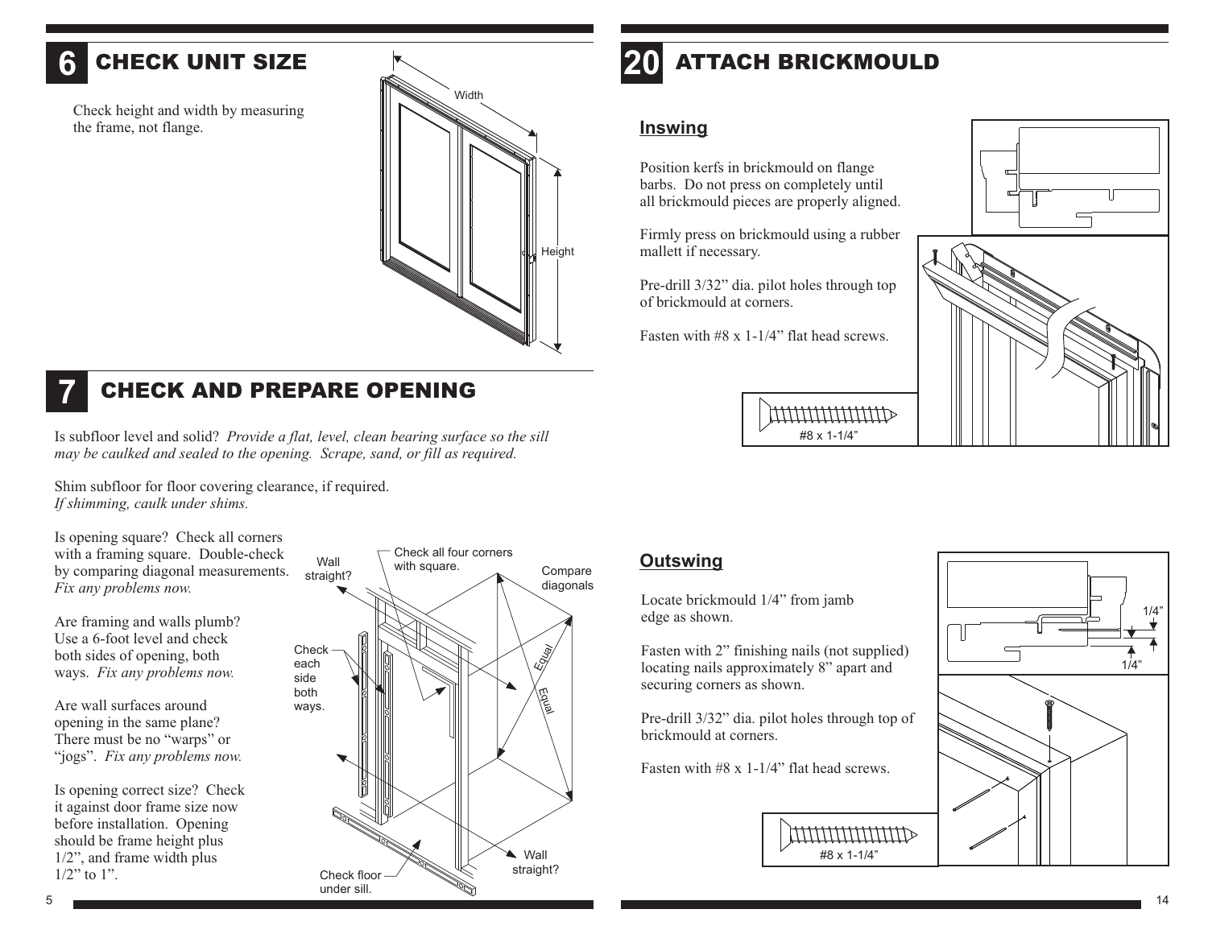# 6 CHECK UNIT SIZE

Check height and width by measuring the frame, not flange.

# 7 CHECK AND PREPARE OPENING

Is subfloor level and solid? *Provide a flat, level, clean bearing surface so the sill may be caulked and sealed to the opening. Scrape, sand, or fill as required.*

Shim subfloor for floor covering clearance, if required.
*If shimming, caulk under shims.*

Is opening square? Check all corners with a framing square. Double-check by comparing diagonal measurements. *Fix any problems now.*

Are framing and walls plumb? Use a 6-foot level and check both sides of opening, both ways. *Fix any problems now.*

Are wall surfaces around opening in the same plane? There must be no "warps" or "jogs". *Fix any problems now.*

Is opening correct size? Check it against door frame size now before installation. Opening should be frame height plus 1/2", and frame width plus 1/2" to 1".

# 20 ATTACH BRICKMOULD

## Inswing

Position kerfs in brickmould on flange barbs. Do not press on completely until all brickmould pieces are properly aligned.

Firmly press on brickmould using a rubber mallett if necessary.

Pre-drill 3/32" dia. pilot holes through top of brickmould at corners.

Fasten with #8 x 1-1/4" flat head screws.

## Outswing

Locate brickmould 1/4" from jamb edge as shown.

Fasten with 2" finishing nails (not supplied) locating nails approximately 8" apart and securing corners as shown.

Pre-drill 3/32" dia. pilot holes through top of brickmould at corners.

Fasten with #8 x 1-1/4" flat head screws.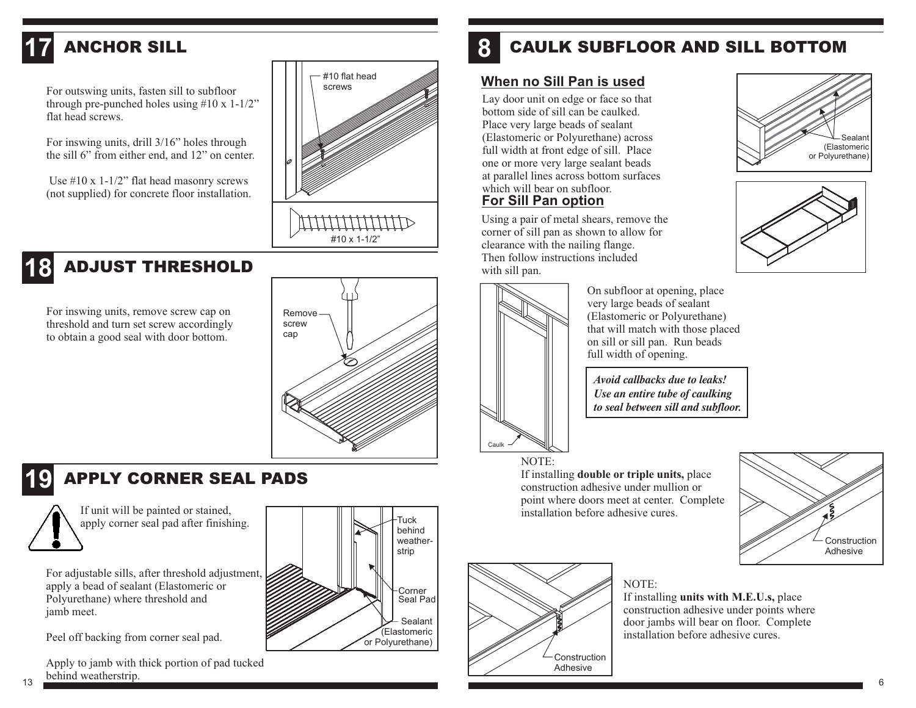## 17 ANCHOR SILL

For outswing units, fasten sill to subfloor through pre-punched holes using #10 x 1-1/2" flat head screws.

For inswing units, drill 3/16" holes through the sill 6" from either end, and 12" on center.

Use #10 x 1-1/2" flat head masonry screws (not supplied) for concrete floor installation.

#10 flat head screws

#10 x 1-1/2"

## 18 ADJUST THRESHOLD

For inswing units, remove screw cap on threshold and turn set screw accordingly to obtain a good seal with door bottom.

Remove screw cap

## 19 APPLY CORNER SEAL PADS

If unit will be painted or stained, apply corner seal pad after finishing.

For adjustable sills, after threshold adjustment, apply a bead of sealant (Elastomeric or Polyurethane) where threshold and jamb meet.

Peel off backing from corner seal pad.

Apply to jamb with thick portion of pad tucked behind weatherstrip.

Tuck behind weather-strip

Corner Seal Pad

Sealant (Elastomeric or Polyurethane)

## 8 CAULK SUBFLOOR AND SILL BOTTOM

### When no Sill Pan is used

Lay door unit on edge or face so that bottom side of sill can be caulked. Place very large beads of sealant (Elastomeric or Polyurethane) across full width at front edge of sill. Place one or more very large sealant beads at parallel lines across bottom surfaces which will bear on subfloor.

Sealant (Elastomeric or Polyurethane)

### For Sill Pan option

Using a pair of metal shears, remove the corner of sill pan as shown to allow for clearance with the nailing flange. Then follow instructions included with sill pan.

On subfloor at opening, place very large beads of sealant (Elastomeric or Polyurethane) that will match with those placed on sill or sill pan. Run beads full width of opening.

Caulk

***Avoid callbacks due to leaks! Use an entire tube of caulking to seal between sill and subfloor.***

NOTE:
If installing **double or triple units,** place construction adhesive under mullion or point where doors meet at center. Complete installation before adhesive cures.

Construction Adhesive

NOTE:
If installing **units with M.E.U.s,** place construction adhesive under points where door jambs will bear on floor. Complete installation before adhesive cures.

Construction Adhesive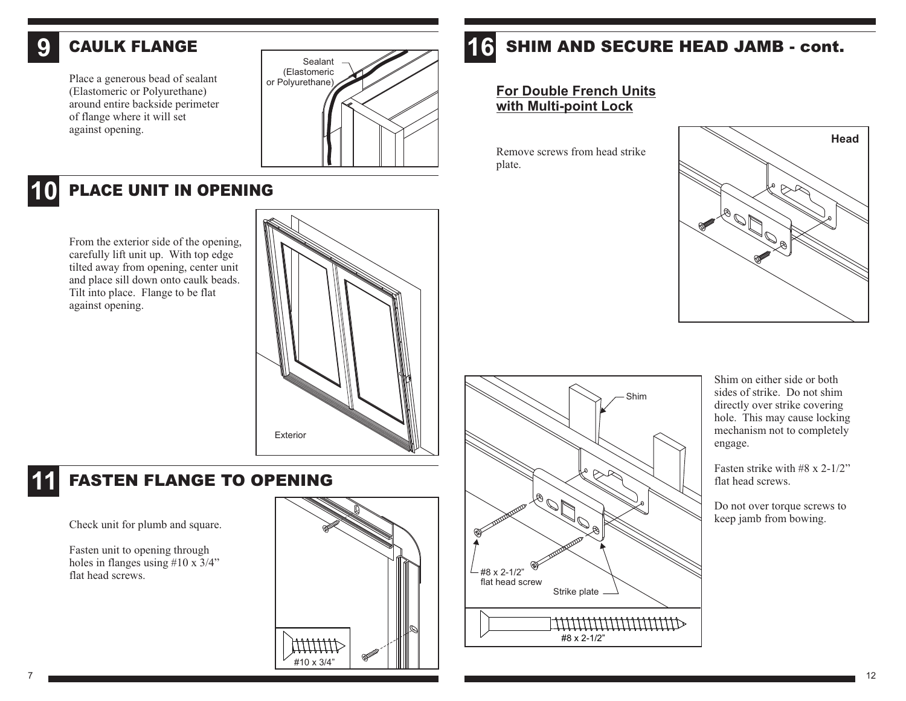## 9 CAULK FLANGE

Place a generous bead of sealant (Elastomeric or Polyurethane) around entire backside perimeter of flange where it will set against opening.

Sealant (Elastomeric or Polyurethane)

## 10 PLACE UNIT IN OPENING

From the exterior side of the opening, carefully lift unit up. With top edge tilted away from opening, center unit and place sill down onto caulk beads. Tilt into place. Flange to be flat against opening.

Exterior

## 11 FASTEN FLANGE TO OPENING

Check unit for plumb and square.

Fasten unit to opening through holes in flanges using #10 x 3/4" flat head screws.

#10 x 3/4"

## 16 SHIM AND SECURE HEAD JAMB - cont.

**For Double French Units with Multi-point Lock**

Remove screws from head strike plate.

Head

Shim on either side or both sides of strike. Do not shim directly over strike covering hole. This may cause locking mechanism not to completely engage.

Fasten strike with #8 x 2-1/2" flat head screws.

Do not over torque screws to keep jamb from bowing.

Shim

#8 x 2-1/2" flat head screw

Strike plate

#8 x 2-1/2"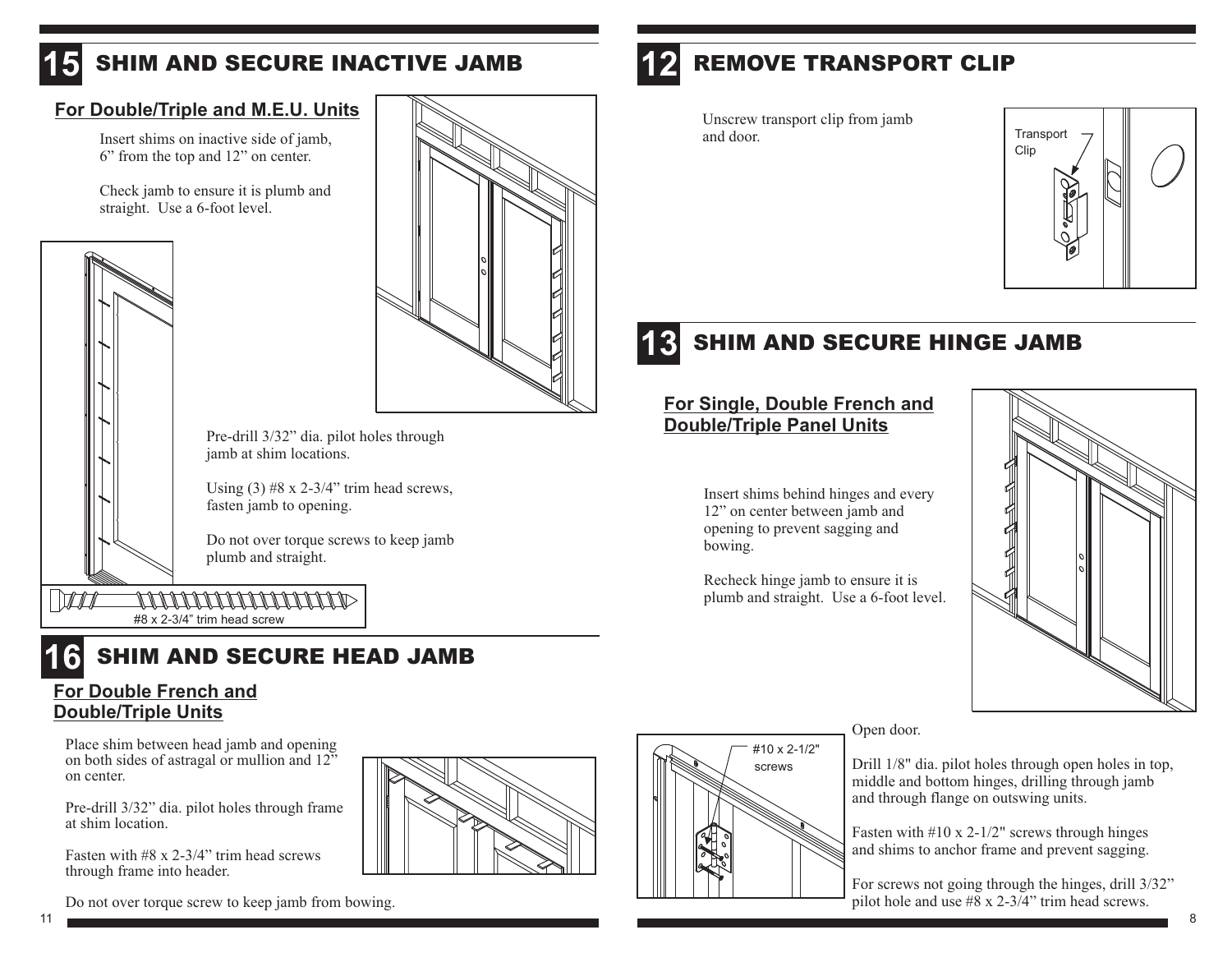## 15 SHIM AND SECURE INACTIVE JAMB

### For Double/Triple and M.E.U. Units

Insert shims on inactive side of jamb, 6” from the top and 12” on center.

Check jamb to ensure it is plumb and straight. Use a 6-foot level.

Pre-drill 3/32” dia. pilot holes through jamb at shim locations.

Using (3) #8 x 2-3/4” trim head screws, fasten jamb to opening.

Do not over torque screws to keep jamb plumb and straight.

#8 x 2-3/4” trim head screw

## 16 SHIM AND SECURE HEAD JAMB

### For Double French and Double/Triple Units

Place shim between head jamb and opening on both sides of astragal or mullion and 12” on center.

Pre-drill 3/32” dia. pilot holes through frame at shim location.

Fasten with #8 x 2-3/4” trim head screws through frame into header.

Do not over torque screw to keep jamb from bowing.

## 12 REMOVE TRANSPORT CLIP

Unscrew transport clip from jamb and door.

Transport Clip

## 13 SHIM AND SECURE HINGE JAMB

### For Single, Double French and Double/Triple Panel Units

Insert shims behind hinges and every 12” on center between jamb and opening to prevent sagging and bowing.

Recheck hinge jamb to ensure it is plumb and straight. Use a 6-foot level.

#10 x 2-1/2" screws

Open door.

Drill 1/8" dia. pilot holes through open holes in top, middle and bottom hinges, drilling through jamb and through flange on outswing units.

Fasten with #10 x 2-1/2" screws through hinges and shims to anchor frame and prevent sagging.

For screws not going through the hinges, drill 3/32” pilot hole and use #8 x 2-3/4” trim head screws.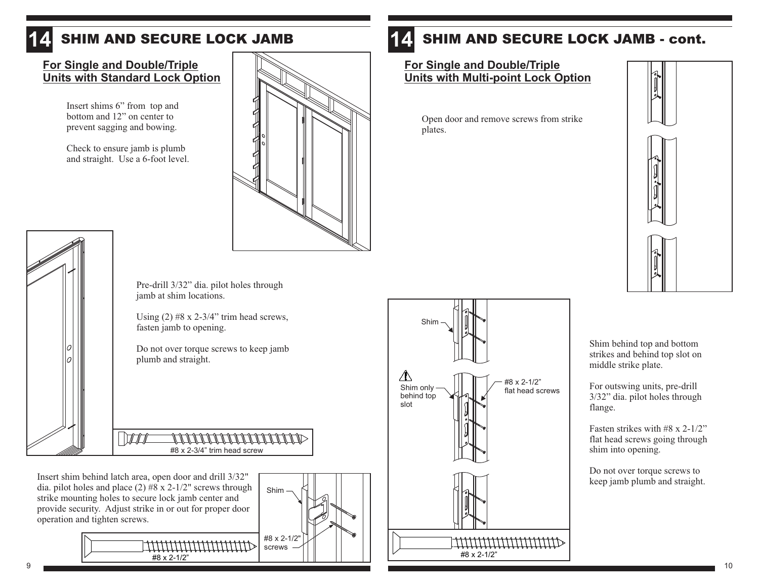## 14 SHIM AND SECURE LOCK JAMB

### For Single and Double/Triple Units with Standard Lock Option

Insert shims 6” from top and bottom and 12” on center to prevent sagging and bowing.

Check to ensure jamb is plumb and straight. Use a 6-foot level.

Pre-drill 3/32” dia. pilot holes through jamb at shim locations.

Using (2) #8 x 2-3/4” trim head screws, fasten jamb to opening.

Do not over torque screws to keep jamb plumb and straight.

#8 x 2-3/4” trim head screw

Insert shim behind latch area, open door and drill 3/32" dia. pilot holes and place (2) #8 x 2-1/2" screws through strike mounting holes to secure lock jamb center and provide security. Adjust strike in or out for proper door operation and tighten screws.

Shim

#8 x 2-1/2" screws

#8 x 2-1/2”

## 14 SHIM AND SECURE LOCK JAMB - cont.

### For Single and Double/Triple Units with Multi-point Lock Option

Open door and remove screws from strike plates.

Shim

Shim only behind top slot

#8 x 2-1/2” flat head screws

#8 x 2-1/2”

Shim behind top and bottom strikes and behind top slot on middle strike plate.

For outswing units, pre-drill 3/32” dia. pilot holes through flange.

Fasten strikes with #8 x 2-1/2” flat head screws going through shim into opening.

Do not over torque screws to keep jamb plumb and straight.